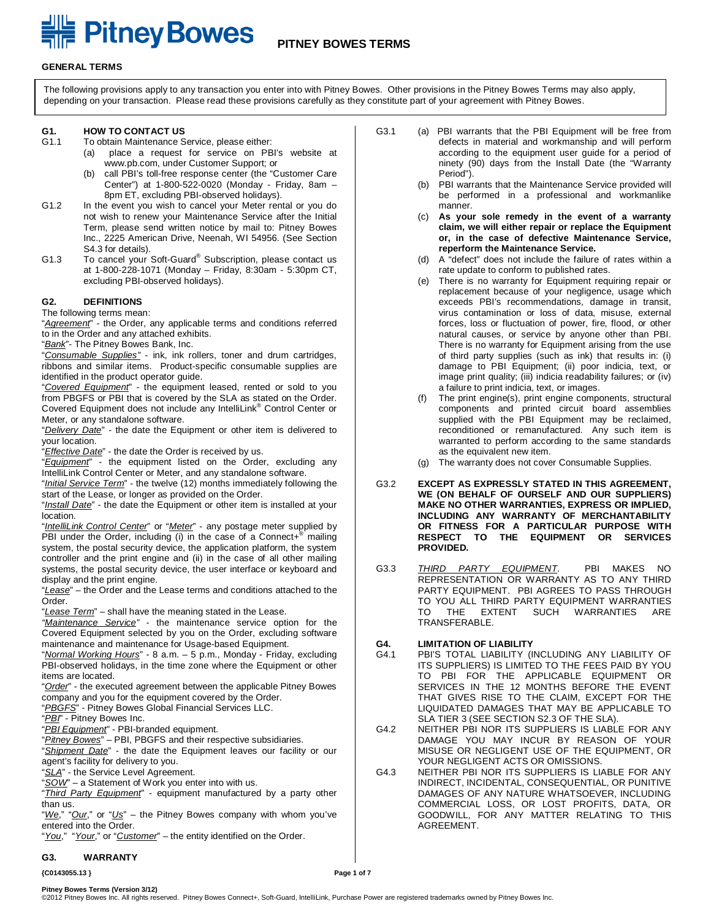# PITNEY BOWES TERMS

## GENERAL TERMS

The following provisions apply to any transaction you enter into with Pitney Bowes. Other provisions in the Pitney Bowes Terms may also apply, depending on your transaction. Please read these provisions carefully as they constitute part of your agreement with Pitney Bowes.

### G1. HOW TO CONTACT US

G1.1 To obtain Maintenance Service, please either:

(a) place a request for service on PBI's website at www.pb.com, under Customer Support; or

(b) call PBI's toll-free response center (the "Customer Care Center") at 1-800-522-0020 (Monday - Friday, 8am – 8pm ET, excluding PBI-observed holidays).

G1.2 In the event you wish to cancel your Meter rental or you do not wish to renew your Maintenance Service after the Initial Term, please send written notice by mail to: Pitney Bowes Inc., 2225 American Drive, Neenah, WI 54956. (See Section S4.3 for details).

G1.3 To cancel your Soft-Guard® Subscription, please contact us at 1-800-228-1071 (Monday – Friday, 8:30am - 5:30pm CT, excluding PBI-observed holidays).

### G2. DEFINITIONS

The following terms mean:

"*Agreement*" - the Order, any applicable terms and conditions referred to in the Order and any attached exhibits.

"*Bank*"- The Pitney Bowes Bank, Inc.

"*Consumable Supplies*" - ink, ink rollers, toner and drum cartridges, ribbons and similar items. Product-specific consumable supplies are identified in the product operator guide.

"*Covered Equipment*" - the equipment leased, rented or sold to you from PBGFS or PBI that is covered by the SLA as stated on the Order. Covered Equipment does not include any IntelliLink® Control Center or Meter, or any standalone software.

"*Delivery Date*" - the date the Equipment or other item is delivered to your location.

"*Effective Date*" - the date the Order is received by us.

"*Equipment*" - the equipment listed on the Order, excluding any IntelliLink Control Center or Meter, and any standalone software.

"*Initial Service Term*" - the twelve (12) months immediately following the start of the Lease, or longer as provided on the Order.

"*Install Date*" - the date the Equipment or other item is installed at your location.

"*IntelliLink Control Center*" or "*Meter*" - any postage meter supplied by PBI under the Order, including (i) in the case of a Connect+® mailing system, the postal security device, the application platform, the system controller and the print engine and (ii) in the case of all other mailing systems, the postal security device, the user interface or keyboard and display and the print engine.

"*Lease*" – the Order and the Lease terms and conditions attached to the Order.

"*Lease Term*" – shall have the meaning stated in the Lease.

"*Maintenance Service*" - the maintenance service option for the Covered Equipment selected by you on the Order, excluding software maintenance and maintenance for Usage-based Equipment.

"*Normal Working Hours*" - 8 a.m. – 5 p.m., Monday - Friday, excluding PBI-observed holidays, in the time zone where the Equipment or other items are located.

"*Order*" - the executed agreement between the applicable Pitney Bowes company and you for the equipment covered by the Order.

"*PBGFS*" - Pitney Bowes Global Financial Services LLC.

"*PBI*" - Pitney Bowes Inc.

"*PBI Equipment*" - PBI-branded equipment.

"*Pitney Bowes*" – PBI, PBGFS and their respective subsidiaries.

"*Shipment Date*" - the date the Equipment leaves our facility or our agent's facility for delivery to you.

"*SLA*" - the Service Level Agreement.

"*SOW*" – a Statement of Work you enter into with us.

"*Third Party Equipment*" - equipment manufactured by a party other than us.

"*We*," "*Our*," or "*Us*" – the Pitney Bowes company with whom you've entered into the Order.

"*You*," "*Your*," or "*Customer*" – the entity identified on the Order.

### G3. WARRANTY

G3.1 (a) PBI warrants that the PBI Equipment will be free from defects in material and workmanship and will perform according to the equipment user guide for a period of ninety (90) days from the Install Date (the "Warranty Period").

(b) PBI warrants that the Maintenance Service provided will be performed in a professional and workmanlike manner.

(c) **As your sole remedy in the event of a warranty claim, we will either repair or replace the Equipment or, in the case of defective Maintenance Service, reperform the Maintenance Service.**

(d) A "defect" does not include the failure of rates within a rate update to conform to published rates.

(e) There is no warranty for Equipment requiring repair or replacement because of your negligence, usage which exceeds PBI's recommendations, damage in transit, virus contamination or loss of data, misuse, external forces, loss or fluctuation of power, fire, flood, or other natural causes, or service by anyone other than PBI. There is no warranty for Equipment arising from the use of third party supplies (such as ink) that results in: (i) damage to PBI Equipment; (ii) poor indicia, text, or image print quality; (iii) indicia readability failures; or (iv) a failure to print indicia, text, or images.

(f) The print engine(s), print engine components, structural components and printed circuit board assemblies supplied with the PBI Equipment may be reclaimed, reconditioned or remanufactured. Any such item is warranted to perform according to the same standards as the equivalent new item.

(g) The warranty does not cover Consumable Supplies.

G3.2 **EXCEPT AS EXPRESSLY STATED IN THIS AGREEMENT, WE (ON BEHALF OF OURSELF AND OUR SUPPLIERS) MAKE NO OTHER WARRANTIES, EXPRESS OR IMPLIED, INCLUDING ANY WARRANTY OF MERCHANTABILITY OR FITNESS FOR A PARTICULAR PURPOSE WITH RESPECT TO THE EQUIPMENT OR SERVICES PROVIDED.**

G3.3 *THIRD PARTY EQUIPMENT*. PBI MAKES NO REPRESENTATION OR WARRANTY AS TO ANY THIRD PARTY EQUIPMENT. PBI AGREES TO PASS THROUGH TO YOU ALL THIRD PARTY EQUIPMENT WARRANTIES TO THE EXTENT SUCH WARRANTIES ARE TRANSFERABLE.

### G4. LIMITATION OF LIABILITY

G4.1 PBI'S TOTAL LIABILITY (INCLUDING ANY LIABILITY OF ITS SUPPLIERS) IS LIMITED TO THE FEES PAID BY YOU TO PBI FOR THE APPLICABLE EQUIPMENT OR SERVICES IN THE 12 MONTHS BEFORE THE EVENT THAT GIVES RISE TO THE CLAIM, EXCEPT FOR THE LIQUIDATED DAMAGES THAT MAY BE APPLICABLE TO SLA TIER 3 (SEE SECTION S2.3 OF THE SLA).

G4.2 NEITHER PBI NOR ITS SUPPLIERS IS LIABLE FOR ANY DAMAGE YOU MAY INCUR BY REASON OF YOUR MISUSE OR NEGLIGENT USE OF THE EQUIPMENT, OR YOUR NEGLIGENT ACTS OR OMISSIONS.

G4.3 NEITHER PBI NOR ITS SUPPLIERS IS LIABLE FOR ANY INDIRECT, INCIDENTAL, CONSEQUENTIAL, OR PUNITIVE DAMAGES OF ANY NATURE WHATSOEVER, INCLUDING COMMERCIAL LOSS, OR LOST PROFITS, DATA, OR GOODWILL, FOR ANY MATTER RELATING TO THIS AGREEMENT.

{C0143055.13 }

Pitney Bowes Terms (Version 3/12)

©2012 Pitney Bowes Inc. All rights reserved. Pitney Bowes Connect+, Soft-Guard, IntelliLink, Purchase Power are registered trademarks owned by Pitney Bowes Inc.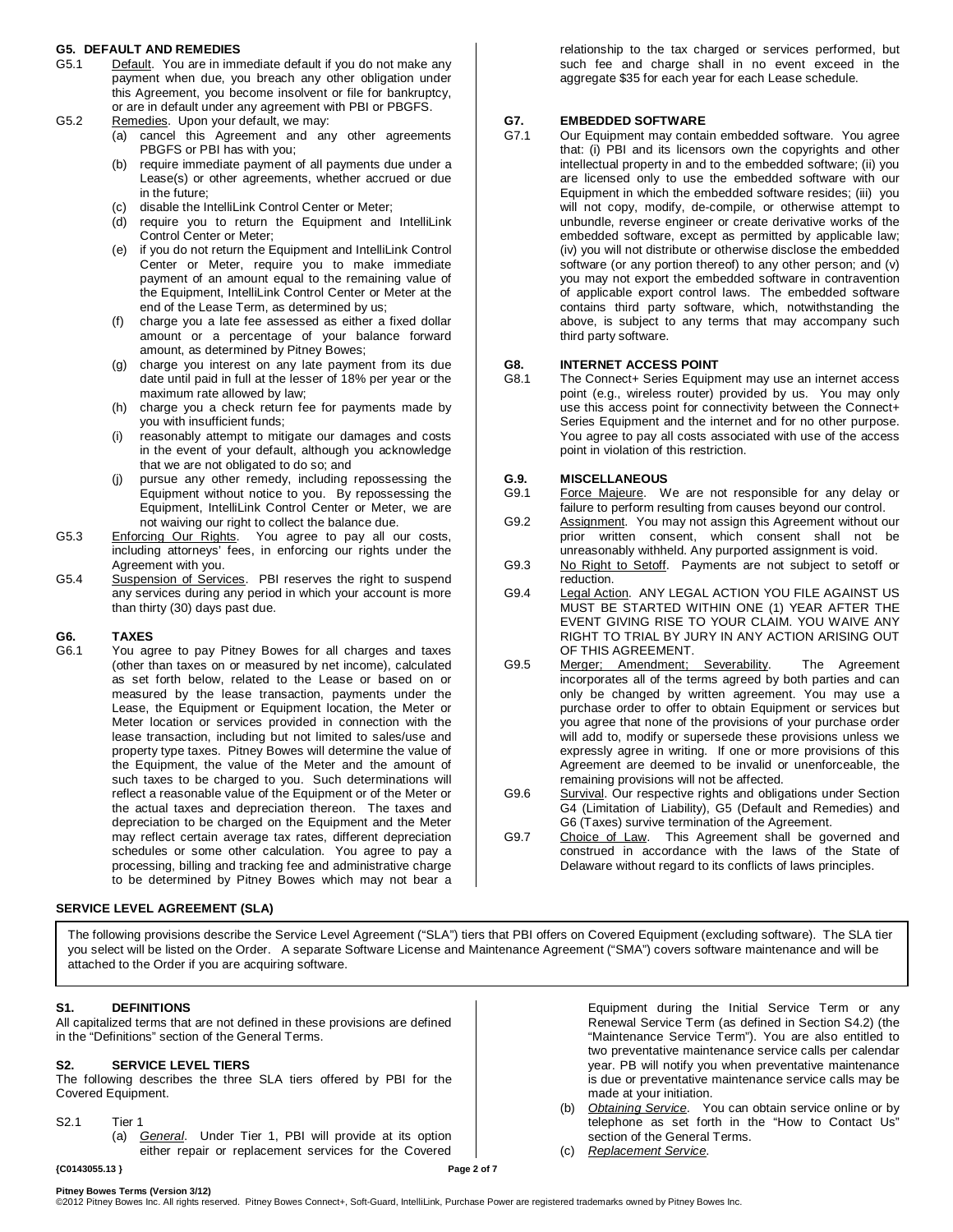### G5. DEFAULT AND REMEDIES

G5.1 Default. You are in immediate default if you do not make any payment when due, you breach any other obligation under this Agreement, you become insolvent or file for bankruptcy, or are in default under any agreement with PBI or PBGFS.

G5.2 Remedies. Upon your default, we may:

(a) cancel this Agreement and any other agreements PBGFS or PBI has with you;

(b) require immediate payment of all payments due under a Lease(s) or other agreements, whether accrued or due in the future;

(c) disable the IntelliLink Control Center or Meter;

(d) require you to return the Equipment and IntelliLink Control Center or Meter;

(e) if you do not return the Equipment and IntelliLink Control Center or Meter, require you to make immediate payment of an amount equal to the remaining value of the Equipment, IntelliLink Control Center or Meter at the end of the Lease Term, as determined by us;

(f) charge you a late fee assessed as either a fixed dollar amount or a percentage of your balance forward amount, as determined by Pitney Bowes;

(g) charge you interest on any late payment from its due date until paid in full at the lesser of 18% per year or the maximum rate allowed by law;

(h) charge you a check return fee for payments made by you with insufficient funds;

(i) reasonably attempt to mitigate our damages and costs in the event of your default, although you acknowledge that we are not obligated to do so; and

(j) pursue any other remedy, including repossessing the Equipment without notice to you. By repossessing the Equipment, IntelliLink Control Center or Meter, we are not waiving our right to collect the balance due.

G5.3 Enforcing Our Rights. You agree to pay all our costs, including attorneys' fees, in enforcing our rights under the Agreement with you.

G5.4 Suspension of Services. PBI reserves the right to suspend any services during any period in which your account is more than thirty (30) days past due.

### G6. TAXES

G6.1 You agree to pay Pitney Bowes for all charges and taxes (other than taxes on or measured by net income), calculated as set forth below, related to the Lease or based on or measured by the lease transaction, payments under the Lease, the Equipment or Equipment location, the Meter or Meter location or services provided in connection with the lease transaction, including but not limited to sales/use and property type taxes. Pitney Bowes will determine the value of the Equipment, the value of the Meter and the amount of such taxes to be charged to you. Such determinations will reflect a reasonable value of the Equipment or of the Meter or the actual taxes and depreciation thereon. The taxes and depreciation to be charged on the Equipment and the Meter may reflect certain average tax rates, different depreciation schedules or some other calculation. You agree to pay a processing, billing and tracking fee and administrative charge to be determined by Pitney Bowes which may not bear a relationship to the tax charged or services performed, but such fee and charge shall in no event exceed in the aggregate $35 for each year for each Lease schedule.

### G7. EMBEDDED SOFTWARE

G7.1 Our Equipment may contain embedded software. You agree that: (i) PBI and its licensors own the copyrights and other intellectual property in and to the embedded software; (ii) you are licensed only to use the embedded software with our Equipment in which the embedded software resides; (iii) you will not copy, modify, de-compile, or otherwise attempt to unbundle, reverse engineer or create derivative works of the embedded software, except as permitted by applicable law; (iv) you will not distribute or otherwise disclose the embedded software (or any portion thereof) to any other person; and (v) you may not export the embedded software in contravention of applicable export control laws. The embedded software contains third party software, which, notwithstanding the above, is subject to any terms that may accompany such third party software.

### G8. INTERNET ACCESS POINT

G8.1 The Connect+ Series Equipment may use an internet access point (e.g., wireless router) provided by us. You may only use this access point for connectivity between the Connect+ Series Equipment and the internet and for no other purpose. You agree to pay all costs associated with use of the access point in violation of this restriction.

### G.9. MISCELLANEOUS

G9.1 Force Majeure. We are not responsible for any delay or failure to perform resulting from causes beyond our control.

G9.2 Assignment. You may not assign this Agreement without our prior written consent, which consent shall not be unreasonably withheld. Any purported assignment is void.

G9.3 No Right to Setoff. Payments are not subject to setoff or reduction.

G9.4 Legal Action. ANY LEGAL ACTION YOU FILE AGAINST US MUST BE STARTED WITHIN ONE (1) YEAR AFTER THE EVENT GIVING RISE TO YOUR CLAIM. YOU WAIVE ANY RIGHT TO TRIAL BY JURY IN ANY ACTION ARISING OUT OF THIS AGREEMENT.

G9.5 Merger; Amendment; Severability. The Agreement incorporates all of the terms agreed by both parties and can only be changed by written agreement. You may use a purchase order to offer to obtain Equipment or services but you agree that none of the provisions of your purchase order will add to, modify or supersede these provisions unless we expressly agree in writing. If one or more provisions of this Agreement are deemed to be invalid or unenforceable, the remaining provisions will not be affected.

G9.6 Survival. Our respective rights and obligations under Section G4 (Limitation of Liability), G5 (Default and Remedies) and G6 (Taxes) survive termination of the Agreement.

G9.7 Choice of Law. This Agreement shall be governed and construed in accordance with the laws of the State of Delaware without regard to its conflicts of laws principles.

## SERVICE LEVEL AGREEMENT (SLA)

The following provisions describe the Service Level Agreement ("SLA") tiers that PBI offers on Covered Equipment (excluding software). The SLA tier you select will be listed on the Order. A separate Software License and Maintenance Agreement ("SMA") covers software maintenance and will be attached to the Order if you are acquiring software.

### S1. DEFINITIONS

All capitalized terms that are not defined in these provisions are defined in the "Definitions" section of the General Terms.

### S2. SERVICE LEVEL TIERS

The following describes the three SLA tiers offered by PBI for the Covered Equipment.

S2.1 Tier 1

(a) *General*. Under Tier 1, PBI will provide at its option either repair or replacement services for the Covered Equipment during the Initial Service Term or any Renewal Service Term (as defined in Section S4.2) (the "Maintenance Service Term"). You are also entitled to two preventative maintenance service calls per calendar year. PB will notify you when preventative maintenance is due or preventative maintenance service calls may be made at your initiation.

(b) *Obtaining Service*. You can obtain service online or by telephone as set forth in the "How to Contact Us" section of the General Terms.

(c) *Replacement Service*.

{C0143055.13 }

Pitney Bowes Terms (Version 3/12)
©2012 Pitney Bowes Inc. All rights reserved. Pitney Bowes Connect+, Soft-Guard, IntelliLink, Purchase Power are registered trademarks owned by Pitney Bowes Inc.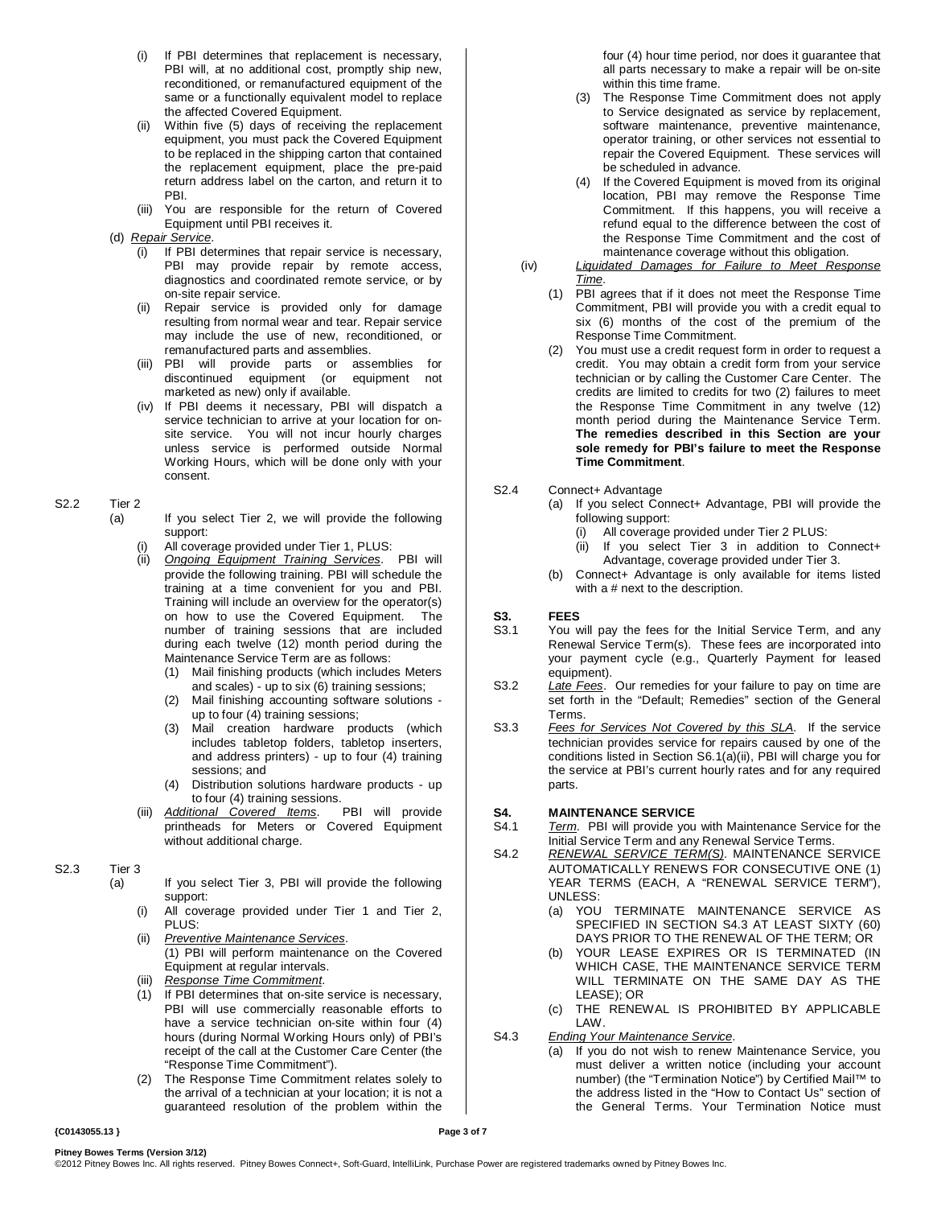(i) If PBI determines that replacement is necessary, PBI will, at no additional cost, promptly ship new, reconditioned, or remanufactured equipment of the same or a functionally equivalent model to replace the affected Covered Equipment.

(ii) Within five (5) days of receiving the replacement equipment, you must pack the Covered Equipment to be replaced in the shipping carton that contained the replacement equipment, place the pre-paid return address label on the carton, and return it to PBI.

(iii) You are responsible for the return of Covered Equipment until PBI receives it.

(d) *Repair Service*.

(i) If PBI determines that repair service is necessary, PBI may provide repair by remote access, diagnostics and coordinated remote service, or by on-site repair service.

(ii) Repair service is provided only for damage resulting from normal wear and tear. Repair service may include the use of new, reconditioned, or remanufactured parts and assemblies.

(iii) PBI will provide parts or assemblies for discontinued equipment (or equipment not marketed as new) only if available.

(iv) If PBI deems it necessary, PBI will dispatch a service technician to arrive at your location for on-site service. You will not incur hourly charges unless service is performed outside Normal Working Hours, which will be done only with your consent.

S2.2 Tier 2

(a) If you select Tier 2, we will provide the following support:

(i) All coverage provided under Tier 1, PLUS:

(ii) *Ongoing Equipment Training Services*. PBI will provide the following training. PBI will schedule the training at a time convenient for you and PBI. Training will include an overview for the operator(s) on how to use the Covered Equipment. The number of training sessions that are included during each twelve (12) month period during the Maintenance Service Term are as follows:

(1) Mail finishing products (which includes Meters and scales) - up to six (6) training sessions;

(2) Mail finishing accounting software solutions - up to four (4) training sessions;

(3) Mail creation hardware products (which includes tabletop folders, tabletop inserters, and address printers) - up to four (4) training sessions; and

(4) Distribution solutions hardware products - up to four (4) training sessions.

(iii) *Additional Covered Items*. PBI will provide printheads for Meters or Covered Equipment without additional charge.

S2.3 Tier 3

(a) If you select Tier 3, PBI will provide the following support:

(i) All coverage provided under Tier 1 and Tier 2, PLUS:

(ii) *Preventive Maintenance Services*.
(1) PBI will perform maintenance on the Covered Equipment at regular intervals.

(iii) *Response Time Commitment*.

(1) If PBI determines that on-site service is necessary, PBI will use commercially reasonable efforts to have a service technician on-site within four (4) hours (during Normal Working Hours only) of PBI's receipt of the call at the Customer Care Center (the "Response Time Commitment").

(2) The Response Time Commitment relates solely to the arrival of a technician at your location; it is not a guaranteed resolution of the problem within the four (4) hour time period, nor does it guarantee that all parts necessary to make a repair will be on-site within this time frame.

(3) The Response Time Commitment does not apply to Service designated as service by replacement, software maintenance, preventive maintenance, operator training, or other services not essential to repair the Covered Equipment. These services will be scheduled in advance.

(4) If the Covered Equipment is moved from its original location, PBI may remove the Response Time Commitment. If this happens, you will receive a refund equal to the difference between the cost of the Response Time Commitment and the cost of maintenance coverage without this obligation.

(iv) *Liquidated Damages for Failure to Meet Response Time*.

(1) PBI agrees that if it does not meet the Response Time Commitment, PBI will provide you with a credit equal to six (6) months of the cost of the premium of the Response Time Commitment.

(2) You must use a credit request form in order to request a credit. You may obtain a credit form from your service technician or by calling the Customer Care Center. The credits are limited to credits for two (2) failures to meet the Response Time Commitment in any twelve (12) month period during the Maintenance Service Term. **The remedies described in this Section are your sole remedy for PBI's failure to meet the Response Time Commitment**.

S2.4 Connect+ Advantage

(a) If you select Connect+ Advantage, PBI will provide the following support:

(i) All coverage provided under Tier 2 PLUS:

(ii) If you select Tier 3 in addition to Connect+ Advantage, coverage provided under Tier 3.

(b) Connect+ Advantage is only available for items listed with a # next to the description.

## S3. FEES

S3.1 You will pay the fees for the Initial Service Term, and any Renewal Service Term(s). These fees are incorporated into your payment cycle (e.g., Quarterly Payment for leased equipment).

S3.2 *Late Fees*. Our remedies for your failure to pay on time are set forth in the "Default; Remedies" section of the General Terms.

S3.3 *Fees for Services Not Covered by this SLA*. If the service technician provides service for repairs caused by one of the conditions listed in Section S6.1(a)(ii), PBI will charge you for the service at PBI's current hourly rates and for any required parts.

## S4. MAINTENANCE SERVICE

S4.1 *Term*. PBI will provide you with Maintenance Service for the Initial Service Term and any Renewal Service Terms.

S4.2 *RENEWAL SERVICE TERM(S)*. MAINTENANCE SERVICE AUTOMATICALLY RENEWS FOR CONSECUTIVE ONE (1) YEAR TERMS (EACH, A "RENEWAL SERVICE TERM"), UNLESS:

(a) YOU TERMINATE MAINTENANCE SERVICE AS SPECIFIED IN SECTION S4.3 AT LEAST SIXTY (60) DAYS PRIOR TO THE RENEWAL OF THE TERM; OR

(b) YOUR LEASE EXPIRES OR IS TERMINATED (IN WHICH CASE, THE MAINTENANCE SERVICE TERM WILL TERMINATE ON THE SAME DAY AS THE LEASE); OR

(c) THE RENEWAL IS PROHIBITED BY APPLICABLE LAW.

S4.3 *Ending Your Maintenance Service*.

(a) If you do not wish to renew Maintenance Service, you must deliver a written notice (including your account number) (the "Termination Notice") by Certified Mail™ to the address listed in the "How to Contact Us" section of the General Terms. Your Termination Notice must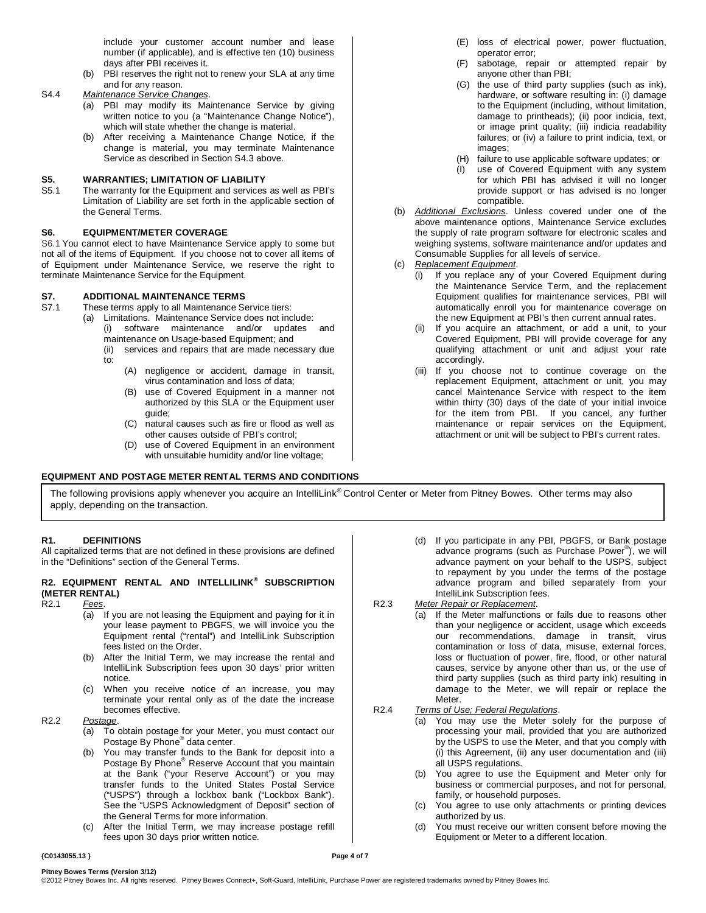include your customer account number and lease number (if applicable), and is effective ten (10) business days after PBI receives it.

(b) PBI reserves the right not to renew your SLA at any time and for any reason.

S4.4 *Maintenance Service Changes*.

(a) PBI may modify its Maintenance Service by giving written notice to you (a "Maintenance Change Notice"), which will state whether the change is material.

(b) After receiving a Maintenance Change Notice, if the change is material, you may terminate Maintenance Service as described in Section S4.3 above.

### S5. WARRANTIES; LIMITATION OF LIABILITY

S5.1 The warranty for the Equipment and services as well as PBI's Limitation of Liability are set forth in the applicable section of the General Terms.

### S6. EQUIPMENT/METER COVERAGE

S6.1 You cannot elect to have Maintenance Service apply to some but not all of the items of Equipment. If you choose not to cover all items of of Equipment under Maintenance Service, we reserve the right to terminate Maintenance Service for the Equipment.

### S7. ADDITIONAL MAINTENANCE TERMS

S7.1 These terms apply to all Maintenance Service tiers:

(a) Limitations. Maintenance Service does not include:

(i) software maintenance and/or updates and maintenance on Usage-based Equipment; and

(ii) services and repairs that are made necessary due to:

(A) negligence or accident, damage in transit, virus contamination and loss of data;

(B) use of Covered Equipment in a manner not authorized by this SLA or the Equipment user guide;

(C) natural causes such as fire or flood as well as other causes outside of PBI's control;

(D) use of Covered Equipment in an environment with unsuitable humidity and/or line voltage;

(E) loss of electrical power, power fluctuation, operator error;

(F) sabotage, repair or attempted repair by anyone other than PBI;

(G) the use of third party supplies (such as ink), hardware, or software resulting in: (i) damage to the Equipment (including, without limitation, damage to printheads); (ii) poor indicia, text, or image print quality; (iii) indicia readability failures; or (iv) a failure to print indicia, text, or images;

(H) failure to use applicable software updates; or

(I) use of Covered Equipment with any system for which PBI has advised it will no longer provide support or has advised is no longer compatible.

(b) *Additional Exclusions*. Unless covered under one of the above maintenance options, Maintenance Service excludes the supply of rate program software for electronic scales and weighing systems, software maintenance and/or updates and Consumable Supplies for all levels of service.

(c) *Replacement Equipment*.

(i) If you replace any of your Covered Equipment during the Maintenance Service Term, and the replacement Equipment qualifies for maintenance services, PBI will automatically enroll you for maintenance coverage on the new Equipment at PBI's then current annual rates.

(ii) If you acquire an attachment, or add a unit, to your Covered Equipment, PBI will provide coverage for any qualifying attachment or unit and adjust your rate accordingly.

(iii) If you choose not to continue coverage on the replacement Equipment, attachment or unit, you may cancel Maintenance Service with respect to the item within thirty (30) days of the date of your initial invoice for the item from PBI. If you cancel, any further maintenance or repair services on the Equipment, attachment or unit will be subject to PBI's current rates.

## EQUIPMENT AND POSTAGE METER RENTAL TERMS AND CONDITIONS

The following provisions apply whenever you acquire an IntelliLink® Control Center or Meter from Pitney Bowes. Other terms may also apply, depending on the transaction.

### R1. DEFINITIONS

All capitalized terms that are not defined in these provisions are defined in the "Definitions" section of the General Terms.

### R2. EQUIPMENT RENTAL AND INTELLILINK® SUBSCRIPTION (METER RENTAL)

R2.1 *Fees*.

(a) If you are not leasing the Equipment and paying for it in your lease payment to PBGFS, we will invoice you the Equipment rental ("rental") and IntelliLink Subscription fees listed on the Order.

(b) After the Initial Term, we may increase the rental and IntelliLink Subscription fees upon 30 days' prior written notice.

(c) When you receive notice of an increase, you may terminate your rental only as of the date the increase becomes effective.

R2.2 *Postage*.

(a) To obtain postage for your Meter, you must contact our Postage By Phone® data center.

(b) You may transfer funds to the Bank for deposit into a Postage By Phone® Reserve Account that you maintain at the Bank ("your Reserve Account") or you may transfer funds to the United States Postal Service ("USPS") through a lockbox bank ("Lockbox Bank"). See the "USPS Acknowledgment of Deposit" section of the General Terms for more information.

(c) After the Initial Term, we may increase postage refill fees upon 30 days prior written notice.

(d) If you participate in any PBI, PBGFS, or Bank postage advance programs (such as Purchase Power®), we will advance payment on your behalf to the USPS, subject to repayment by you under the terms of the postage advance program and billed separately from your IntelliLink Subscription fees.

R2.3 *Meter Repair or Replacement*.

(a) If the Meter malfunctions or fails due to reasons other than your negligence or accident, usage which exceeds our recommendations, damage in transit, virus contamination or loss of data, misuse, external forces, loss or fluctuation of power, fire, flood, or other natural causes, service by anyone other than us, or the use of third party supplies (such as third party ink) resulting in damage to the Meter, we will repair or replace the Meter.

R2.4 *Terms of Use; Federal Regulations*.

(a) You may use the Meter solely for the purpose of processing your mail, provided that you are authorized by the USPS to use the Meter, and that you comply with (i) this Agreement, (ii) any user documentation and (iii) all USPS regulations.

(b) You agree to use the Equipment and Meter only for business or commercial purposes, and not for personal, family, or household purposes.

(c) You agree to use only attachments or printing devices authorized by us.

(d) You must receive our written consent before moving the Equipment or Meter to a different location.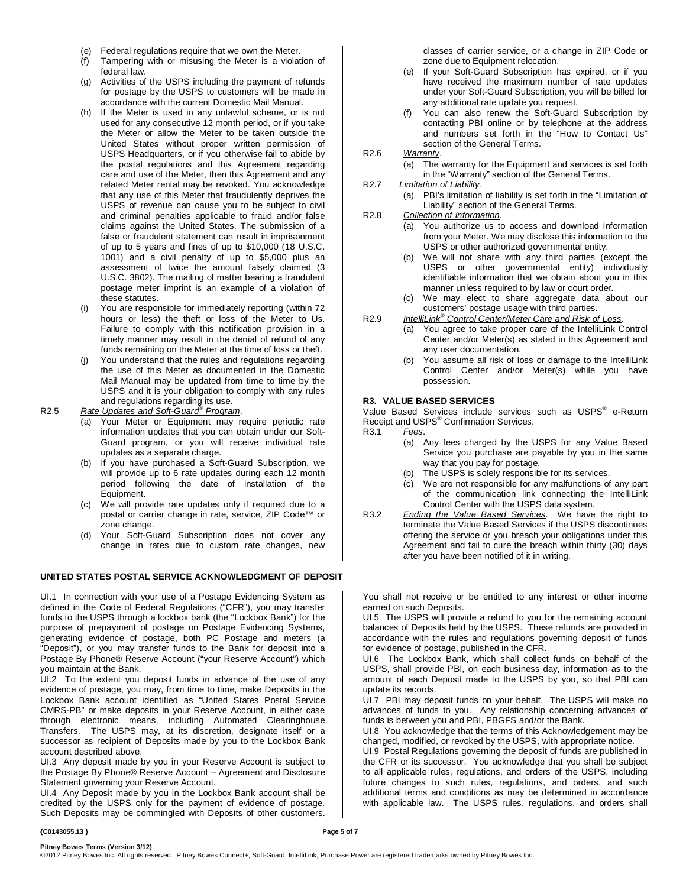(e) Federal regulations require that we own the Meter.

(f) Tampering with or misusing the Meter is a violation of federal law.

(g) Activities of the USPS including the payment of refunds for postage by the USPS to customers will be made in accordance with the current Domestic Mail Manual.

(h) If the Meter is used in any unlawful scheme, or is not used for any consecutive 12 month period, or if you take the Meter or allow the Meter to be taken outside the United States without proper written permission of USPS Headquarters, or if you otherwise fail to abide by the postal regulations and this Agreement regarding care and use of the Meter, then this Agreement and any related Meter rental may be revoked. You acknowledge that any use of this Meter that fraudulently deprives the USPS of revenue can cause you to be subject to civil and criminal penalties applicable to fraud and/or false claims against the United States. The submission of a false or fraudulent statement can result in imprisonment of up to 5 years and fines of up to $10,000 (18 U.S.C. 1001) and a civil penalty of up to $5,000 plus an assessment of twice the amount falsely claimed (3 U.S.C. 3802). The mailing of matter bearing a fraudulent postage meter imprint is an example of a violation of these statutes.

(i) You are responsible for immediately reporting (within 72 hours or less) the theft or loss of the Meter to Us. Failure to comply with this notification provision in a timely manner may result in the denial of refund of any funds remaining on the Meter at the time of loss or theft.

(j) You understand that the rules and regulations regarding the use of this Meter as documented in the Domestic Mail Manual may be updated from time to time by the USPS and it is your obligation to comply with any rules and regulations regarding its use.

R2.5 *Rate Updates and Soft-Guard® Program*.

(a) Your Meter or Equipment may require periodic rate information updates that you can obtain under our Soft-Guard program, or you will receive individual rate updates as a separate charge.

(b) If you have purchased a Soft-Guard Subscription, we will provide up to 6 rate updates during each 12 month period following the date of installation of the Equipment.

(c) We will provide rate updates only if required due to a postal or carrier change in rate, service, ZIP Code™ or zone change.

(d) Your Soft-Guard Subscription does not cover any change in rates due to custom rate changes, new classes of carrier service, or a change in ZIP Code or zone due to Equipment relocation.

(e) If your Soft-Guard Subscription has expired, or if you have received the maximum number of rate updates under your Soft-Guard Subscription, you will be billed for any additional rate update you request.

(f) You can also renew the Soft-Guard Subscription by contacting PBI online or by telephone at the address and numbers set forth in the "How to Contact Us" section of the General Terms.

R2.6 *Warranty*.

(a) The warranty for the Equipment and services is set forth in the "Warranty" section of the General Terms.

R2.7 *Limitation of Liability*.

(a) PBI's limitation of liability is set forth in the "Limitation of Liability" section of the General Terms.

R2.8 *Collection of Information*.

(a) You authorize us to access and download information from your Meter. We may disclose this information to the USPS or other authorized governmental entity.

(b) We will not share with any third parties (except the USPS or other governmental entity) individually identifiable information that we obtain about you in this manner unless required to by law or court order.

(c) We may elect to share aggregate data about our customers' postage usage with third parties.

R2.9 *IntelliLink® Control Center/Meter Care and Risk of Loss*.

(a) You agree to take proper care of the IntelliLink Control Center and/or Meter(s) as stated in this Agreement and any user documentation.

(b) You assume all risk of loss or damage to the IntelliLink Control Center and/or Meter(s) while you have possession.

**R3. VALUE BASED SERVICES**

Value Based Services include services such as USPS® e-Return Receipt and USPS® Confirmation Services.

R3.1 *Fees*.

(a) Any fees charged by the USPS for any Value Based Service you purchase are payable by you in the same way that you pay for postage.

(b) The USPS is solely responsible for its services.

(c) We are not responsible for any malfunctions of any part of the communication link connecting the IntelliLink Control Center with the USPS data system.

R3.2 *Ending the Value Based Services*. We have the right to terminate the Value Based Services if the USPS discontinues offering the service or you breach your obligations under this Agreement and fail to cure the breach within thirty (30) days after you have been notified of it in writing.

**UNITED STATES POSTAL SERVICE ACKNOWLEDGMENT OF DEPOSIT**

UI.1 In connection with your use of a Postage Evidencing System as defined in the Code of Federal Regulations ("CFR"), you may transfer funds to the USPS through a lockbox bank (the "Lockbox Bank") for the purpose of prepayment of postage on Postage Evidencing Systems, generating evidence of postage, both PC Postage and meters (a "Deposit"), or you may transfer funds to the Bank for deposit into a Postage By Phone® Reserve Account ("your Reserve Account") which you maintain at the Bank.

UI.2 To the extent you deposit funds in advance of the use of any evidence of postage, you may, from time to time, make Deposits in the Lockbox Bank account identified as "United States Postal Service CMRS-PB" or make deposits in your Reserve Account, in either case through electronic means, including Automated Clearinghouse Transfers. The USPS may, at its discretion, designate itself or a successor as recipient of Deposits made by you to the Lockbox Bank account described above.

UI.3 Any deposit made by you in your Reserve Account is subject to the Postage By Phone® Reserve Account – Agreement and Disclosure Statement governing your Reserve Account.

UI.4 Any Deposit made by you in the Lockbox Bank account shall be credited by the USPS only for the payment of evidence of postage. Such Deposits may be commingled with Deposits of other customers. You shall not receive or be entitled to any interest or other income earned on such Deposits.

UI.5 The USPS will provide a refund to you for the remaining account balances of Deposits held by the USPS. These refunds are provided in accordance with the rules and regulations governing deposit of funds for evidence of postage, published in the CFR.

UI.6 The Lockbox Bank, which shall collect funds on behalf of the USPS, shall provide PBI, on each business day, information as to the amount of each Deposit made to the USPS by you, so that PBI can update its records.

UI.7 PBI may deposit funds on your behalf. The USPS will make no advances of funds to you. Any relationship concerning advances of funds is between you and PBI, PBGFS and/or the Bank.

UI.8 You acknowledge that the terms of this Acknowledgement may be changed, modified, or revoked by the USPS, with appropriate notice.

UI.9 Postal Regulations governing the deposit of funds are published in the CFR or its successor. You acknowledge that you shall be subject to all applicable rules, regulations, and orders of the USPS, including future changes to such rules, regulations, and orders, and such additional terms and conditions as may be determined in accordance with applicable law. The USPS rules, regulations, and orders shall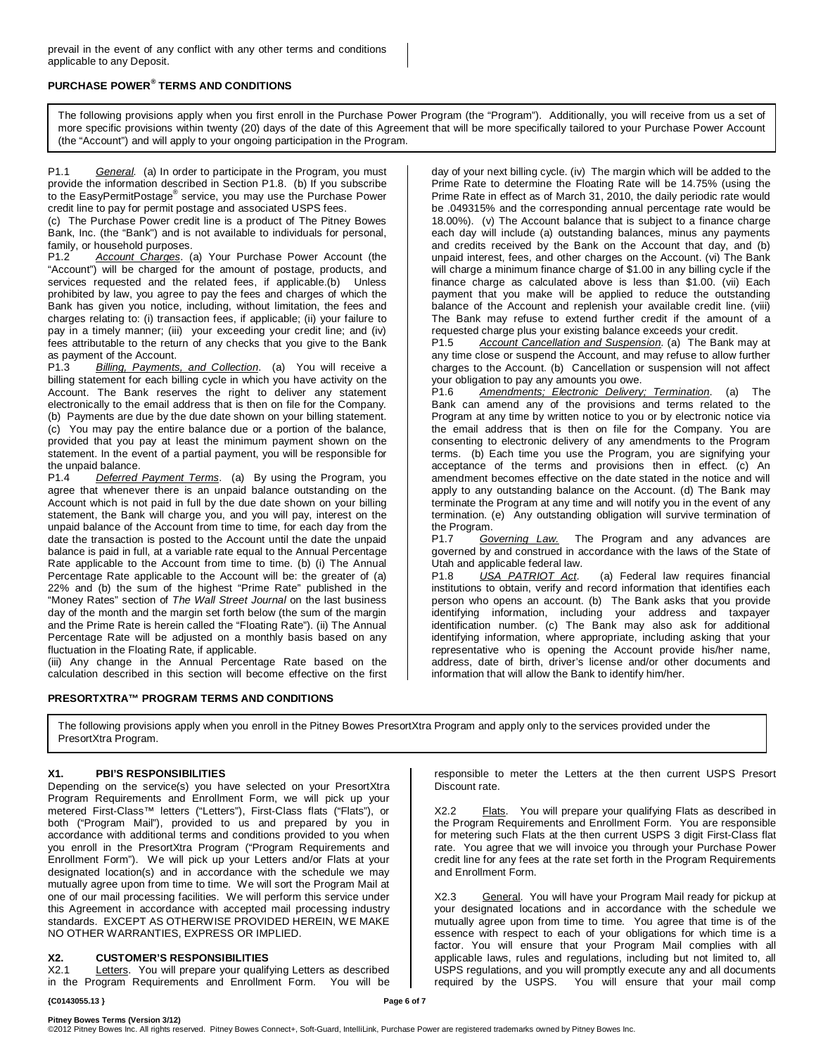prevail in the event of any conflict with any other terms and conditions applicable to any Deposit.

## PURCHASE POWER® TERMS AND CONDITIONS

The following provisions apply when you first enroll in the Purchase Power Program (the "Program"). Additionally, you will receive from us a set of more specific provisions within twenty (20) days of the date of this Agreement that will be more specifically tailored to your Purchase Power Account (the "Account") and will apply to your ongoing participation in the Program.

P1.1 *General*. (a) In order to participate in the Program, you must provide the information described in Section P1.8. (b) If you subscribe to the EasyPermitPostage® service, you may use the Purchase Power credit line to pay for permit postage and associated USPS fees.
(c) The Purchase Power credit line is a product of The Pitney Bowes Bank, Inc. (the "Bank") and is not available to individuals for personal, family, or household purposes.

P1.2 *Account Charges*. (a) Your Purchase Power Account (the "Account") will be charged for the amount of postage, products, and services requested and the related fees, if applicable.(b) Unless prohibited by law, you agree to pay the fees and charges of which the Bank has given you notice, including, without limitation, the fees and charges relating to: (i) transaction fees, if applicable; (ii) your failure to pay in a timely manner; (iii) your exceeding your credit line; and (iv) fees attributable to the return of any checks that you give to the Bank as payment of the Account.

P1.3 *Billing, Payments, and Collection*. (a) You will receive a billing statement for each billing cycle in which you have activity on the Account. The Bank reserves the right to deliver any statement electronically to the email address that is then on file for the Company. (b) Payments are due by the due date shown on your billing statement. (c) You may pay the entire balance due or a portion of the balance, provided that you pay at least the minimum payment shown on the statement. In the event of a partial payment, you will be responsible for the unpaid balance.

P1.4 *Deferred Payment Terms*. (a) By using the Program, you agree that whenever there is an unpaid balance outstanding on the Account which is not paid in full by the due date shown on your billing statement, the Bank will charge you, and you will pay, interest on the unpaid balance of the Account from time to time, for each day from the date the transaction is posted to the Account until the date the unpaid balance is paid in full, at a variable rate equal to the Annual Percentage Rate applicable to the Account from time to time. (b) (i) The Annual Percentage Rate applicable to the Account will be: the greater of (a) 22% and (b) the sum of the highest "Prime Rate" published in the "Money Rates" section of *The Wall Street Journal* on the last business day of the month and the margin set forth below (the sum of the margin and the Prime Rate is herein called the "Floating Rate"). (ii) The Annual Percentage Rate will be adjusted on a monthly basis based on any fluctuation in the Floating Rate, if applicable.
(iii) Any change in the Annual Percentage Rate based on the calculation described in this section will become effective on the first day of your next billing cycle. (iv) The margin which will be added to the Prime Rate to determine the Floating Rate will be 14.75% (using the Prime Rate in effect as of March 31, 2010, the daily periodic rate would be .049315% and the corresponding annual percentage rate would be 18.00%). (v) The Account balance that is subject to a finance charge each day will include (a) outstanding balances, minus any payments and credits received by the Bank on the Account that day, and (b) unpaid interest, fees, and other charges on the Account. (vi) The Bank will charge a minimum finance charge of $1.00 in any billing cycle if the finance charge as calculated above is less than $1.00. (vii) Each payment that you make will be applied to reduce the outstanding balance of the Account and replenish your available credit line. (viii) The Bank may refuse to extend further credit if the amount of a requested charge plus your existing balance exceeds your credit.

P1.5 *Account Cancellation and Suspension*. (a) The Bank may at any time close or suspend the Account, and may refuse to allow further charges to the Account. (b) Cancellation or suspension will not affect your obligation to pay any amounts you owe.

P1.6 *Amendments; Electronic Delivery; Termination*. (a) The Bank can amend any of the provisions and terms related to the Program at any time by written notice to you or by electronic notice via the email address that is then on file for the Company. You are consenting to electronic delivery of any amendments to the Program terms. (b) Each time you use the Program, you are signifying your acceptance of the terms and provisions then in effect. (c) An amendment becomes effective on the date stated in the notice and will apply to any outstanding balance on the Account. (d) The Bank may terminate the Program at any time and will notify you in the event of any termination. (e) Any outstanding obligation will survive termination of the Program.

P1.7 *Governing Law*. The Program and any advances are governed by and construed in accordance with the laws of the State of Utah and applicable federal law.

P1.8 *USA PATRIOT Act*. (a) Federal law requires financial institutions to obtain, verify and record information that identifies each person who opens an account. (b) The Bank asks that you provide identifying information, including your address and taxpayer identification number. (c) The Bank may also ask for additional identifying information, where appropriate, including asking that your representative who is opening the Account provide his/her name, address, date of birth, driver's license and/or other documents and information that will allow the Bank to identify him/her.

## PRESORTXTRA™ PROGRAM TERMS AND CONDITIONS

The following provisions apply when you enroll in the Pitney Bowes PresortXtra Program and apply only to the services provided under the PresortXtra Program.

### X1. PBI'S RESPONSIBILITIES

Depending on the service(s) you have selected on your PresortXtra Program Requirements and Enrollment Form, we will pick up your metered First-Class™ letters ("Letters"), First-Class flats ("Flats"), or both ("Program Mail"), provided to us and prepared by you in accordance with additional terms and conditions provided to you when you enroll in the PresortXtra Program ("Program Requirements and Enrollment Form"). We will pick up your Letters and/or Flats at your designated location(s) and in accordance with the schedule we may mutually agree upon from time to time. We will sort the Program Mail at one of our mail processing facilities. We will perform this service under this Agreement in accordance with accepted mail processing industry standards. EXCEPT AS OTHERWISE PROVIDED HEREIN, WE MAKE NO OTHER WARRANTIES, EXPRESS OR IMPLIED.

### X2. CUSTOMER'S RESPONSIBILITIES

X2.1 Letters. You will prepare your qualifying Letters as described in the Program Requirements and Enrollment Form. You will be responsible to meter the Letters at the then current USPS Presort Discount rate.

X2.2 Flats. You will prepare your qualifying Flats as described in the Program Requirements and Enrollment Form. You are responsible for metering such Flats at the then current USPS 3 digit First-Class flat rate. You agree that we will invoice you through your Purchase Power credit line for any fees at the rate set forth in the Program Requirements and Enrollment Form.

X2.3 General. You will have your Program Mail ready for pickup at your designated locations and in accordance with the schedule we mutually agree upon from time to time. You agree that time is of the essence with respect to each of your obligations for which time is a factor. You will ensure that your Program Mail complies with all applicable laws, rules and regulations, including but not limited to, all USPS regulations, and you will promptly execute any and all documents required by the USPS. You will ensure that your mail comp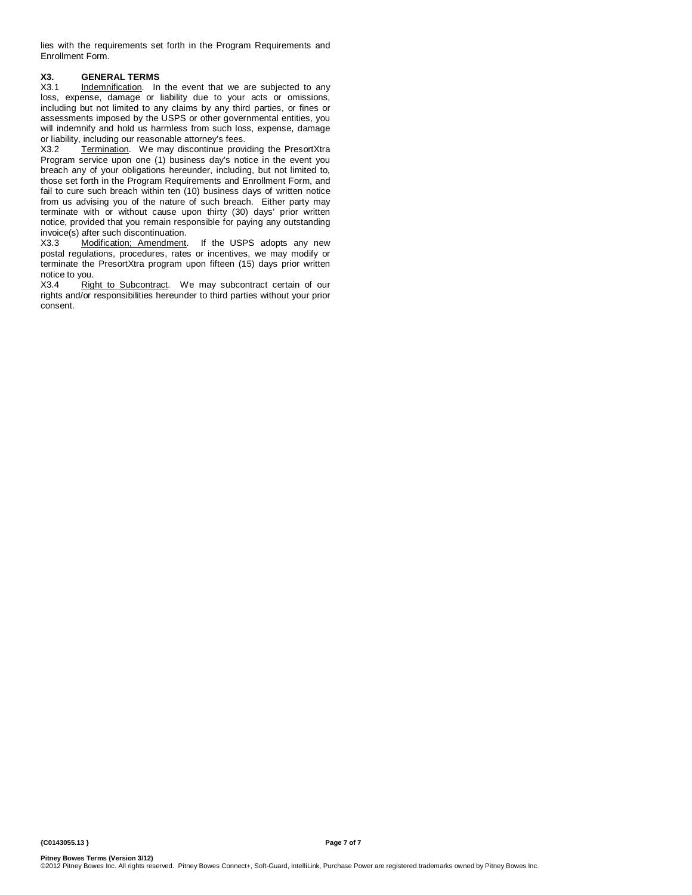lies with the requirements set forth in the Program Requirements and Enrollment Form.

**X3. GENERAL TERMS**

X3.1 Indemnification. In the event that we are subjected to any loss, expense, damage or liability due to your acts or omissions, including but not limited to any claims by any third parties, or fines or assessments imposed by the USPS or other governmental entities, you will indemnify and hold us harmless from such loss, expense, damage or liability, including our reasonable attorney's fees.

X3.2 Termination. We may discontinue providing the PresortXtra Program service upon one (1) business day's notice in the event you breach any of your obligations hereunder, including, but not limited to, those set forth in the Program Requirements and Enrollment Form, and fail to cure such breach within ten (10) business days of written notice from us advising you of the nature of such breach. Either party may terminate with or without cause upon thirty (30) days' prior written notice, provided that you remain responsible for paying any outstanding invoice(s) after such discontinuation.

X3.3 Modification; Amendment. If the USPS adopts any new postal regulations, procedures, rates or incentives, we may modify or terminate the PresortXtra program upon fifteen (15) days prior written notice to you.

X3.4 Right to Subcontract. We may subcontract certain of our rights and/or responsibilities hereunder to third parties without your prior consent.